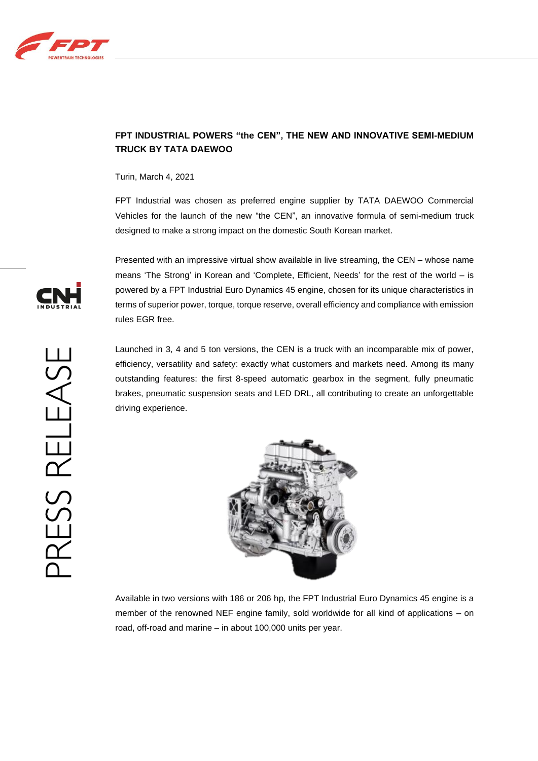# FPT INDUSTRIAL POWERS "the CEN", THE NEW AND INNOVATIVE SEMI-MEDIUM TRUCK BY TATA DAEWOO

Turin, March 4, 2021

FPT Industrial was chosen as preferred engine supplier by TATA DAEWOO Commercial Vehicles for the launch of the new "the CEN", an innovative formula of semi-medium truck designed to make a strong impact on the domestic South Korean market.

Presented with an impressive virtual show available in live streaming, the CEN – whose name means 'The Strong' in Korean and 'Complete, Efficient, Needs' for the rest of the world – is powered by a FPT Industrial Euro Dynamics 45 engine, chosen for its unique characteristics in terms of superior power, torque, torque reserve, overall efficiency and compliance with emission rules EGR free.

Launched in 3, 4 and 5 ton versions, the CEN is a truck with an incomparable mix of power, efficiency, versatility and safety: exactly what customers and markets need. Among its many outstanding features: the first 8-speed automatic gearbox in the segment, fully pneumatic brakes, pneumatic suspension seats and LED DRL, all contributing to create an unforgettable driving experience.

Available in two versions with 186 or 206 hp, the FPT Industrial Euro Dynamics 45 engine is a member of the renowned NEF engine family, sold worldwide for all kind of applications – on road, off-road and marine – in about 100,000 units per year.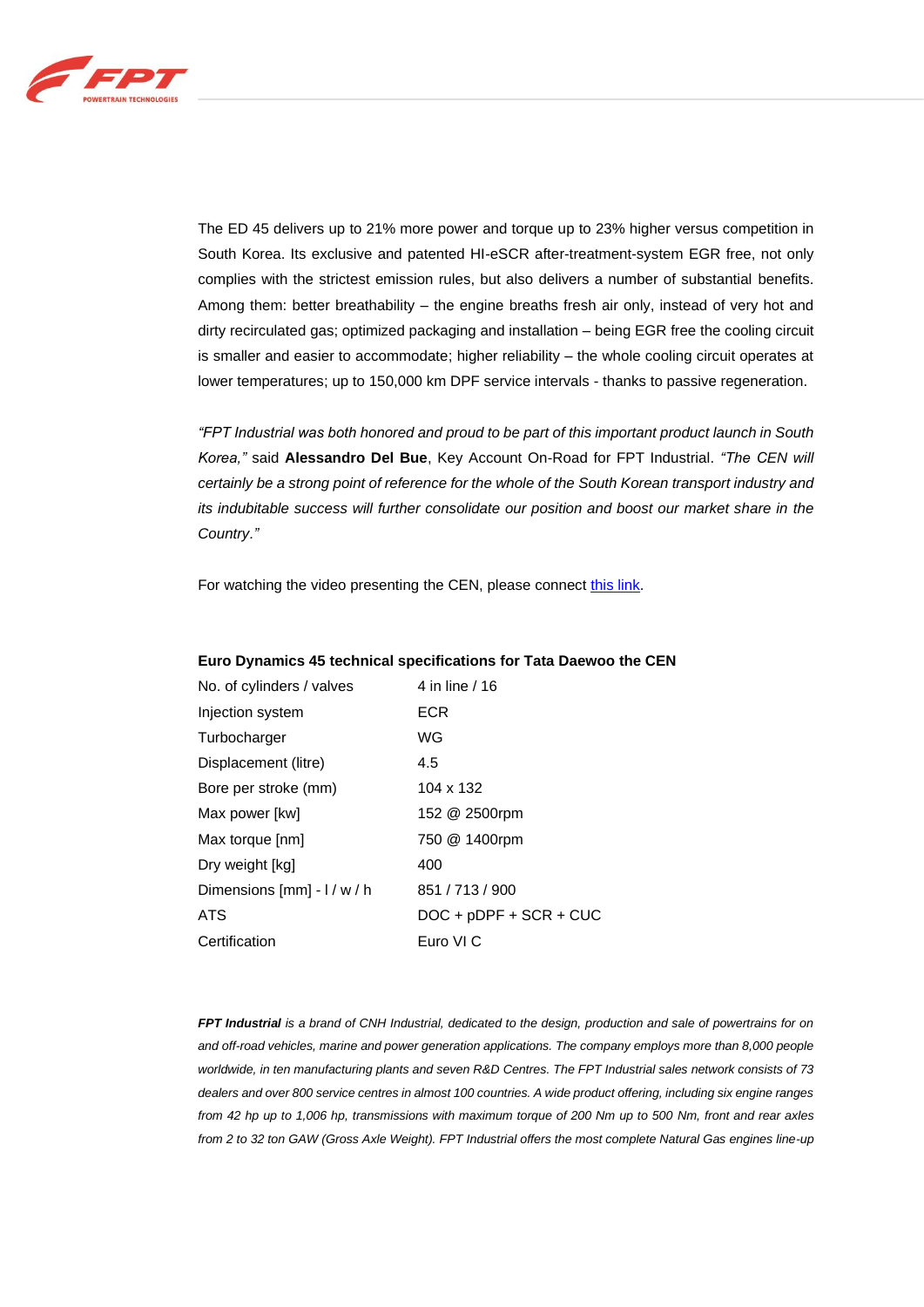The ED 45 delivers up to 21% more power and torque up to 23% higher versus competition in South Korea. Its exclusive and patented HI-eSCR after-treatment-system EGR free, not only complies with the strictest emission rules, but also delivers a number of substantial benefits. Among them: better breathability – the engine breaths fresh air only, instead of very hot and dirty recirculated gas; optimized packaging and installation – being EGR free the cooling circuit is smaller and easier to accommodate; higher reliability – the whole cooling circuit operates at lower temperatures; up to 150,000 km DPF service intervals - thanks to passive regeneration.

*"FPT Industrial was both honored and proud to be part of this important product launch in South Korea,"* said **Alessandro Del Bue**, Key Account On-Road for FPT Industrial. *"The CEN will certainly be a strong point of reference for the whole of the South Korean transport industry and its indubitable success will further consolidate our position and boost our market share in the Country."*

For watching the video presenting the CEN, please connect [this link].

**Euro Dynamics 45 technical specifications for Tata Daewoo the CEN**

| | |
|---|---|
| No. of cylinders / valves | 4 in line / 16 |
| Injection system | ECR |
| Turbocharger | WG |
| Displacement (litre) | 4.5 |
| Bore per stroke (mm) | 104 x 132 |
| Max power [kw] | 152 @ 2500rpm |
| Max torque [nm] | 750 @ 1400rpm |
| Dry weight [kg] | 400 |
| Dimensions [mm] - l / w / h | 851 / 713 / 900 |
| ATS | DOC + pDPF + SCR + CUC |
| Certification | Euro VI C |

***FPT Industrial*** *is a brand of CNH Industrial, dedicated to the design, production and sale of powertrains for on and off-road vehicles, marine and power generation applications. The company employs more than 8,000 people worldwide, in ten manufacturing plants and seven R&D Centres. The FPT Industrial sales network consists of 73 dealers and over 800 service centres in almost 100 countries. A wide product offering, including six engine ranges from 42 hp up to 1,006 hp, transmissions with maximum torque of 200 Nm up to 500 Nm, front and rear axles from 2 to 32 ton GAW (Gross Axle Weight). FPT Industrial offers the most complete Natural Gas engines line-up*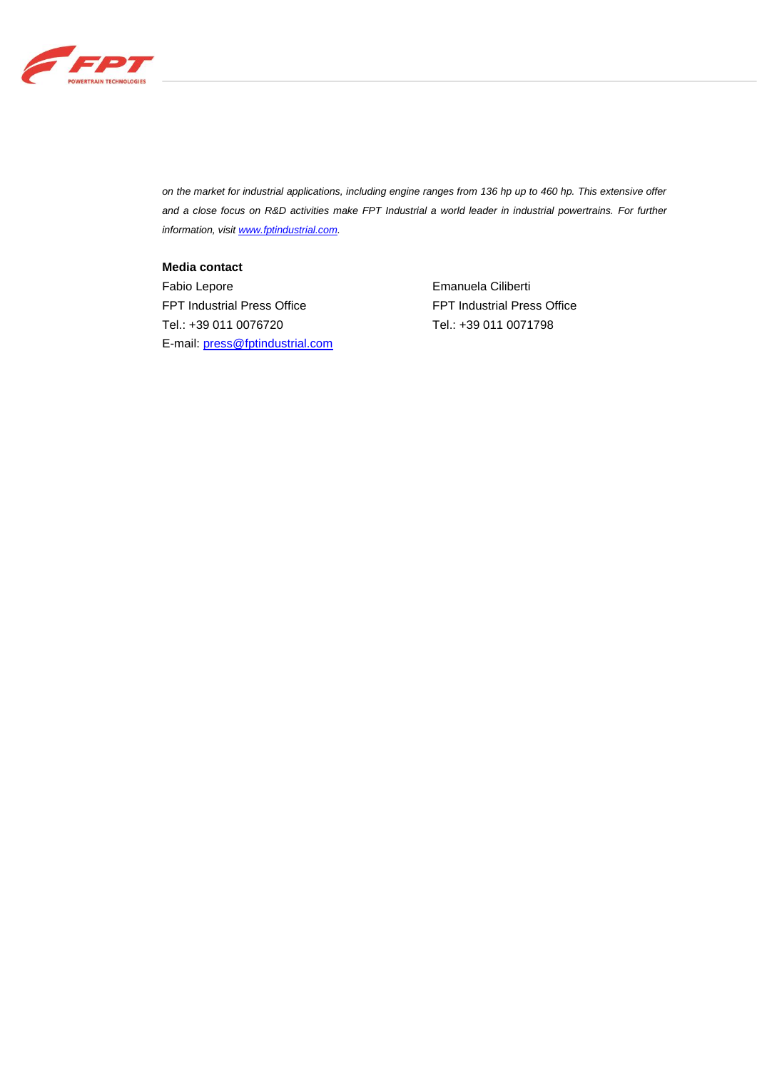*on the market for industrial applications, including engine ranges from 136 hp up to 460 hp. This extensive offer and a close focus on R&D activities make FPT Industrial a world leader in industrial powertrains. For further information, visit [www.fptindustrial.com](http://www.fptindustrial.com).*

**Media contact**

Fabio Lepore
FPT Industrial Press Office
Tel.: +39 011 0076720
E-mail: [press@fptindustrial.com](mailto:press@fptindustrial.com)

Emanuela Ciliberti
FPT Industrial Press Office
Tel.: +39 011 0071798